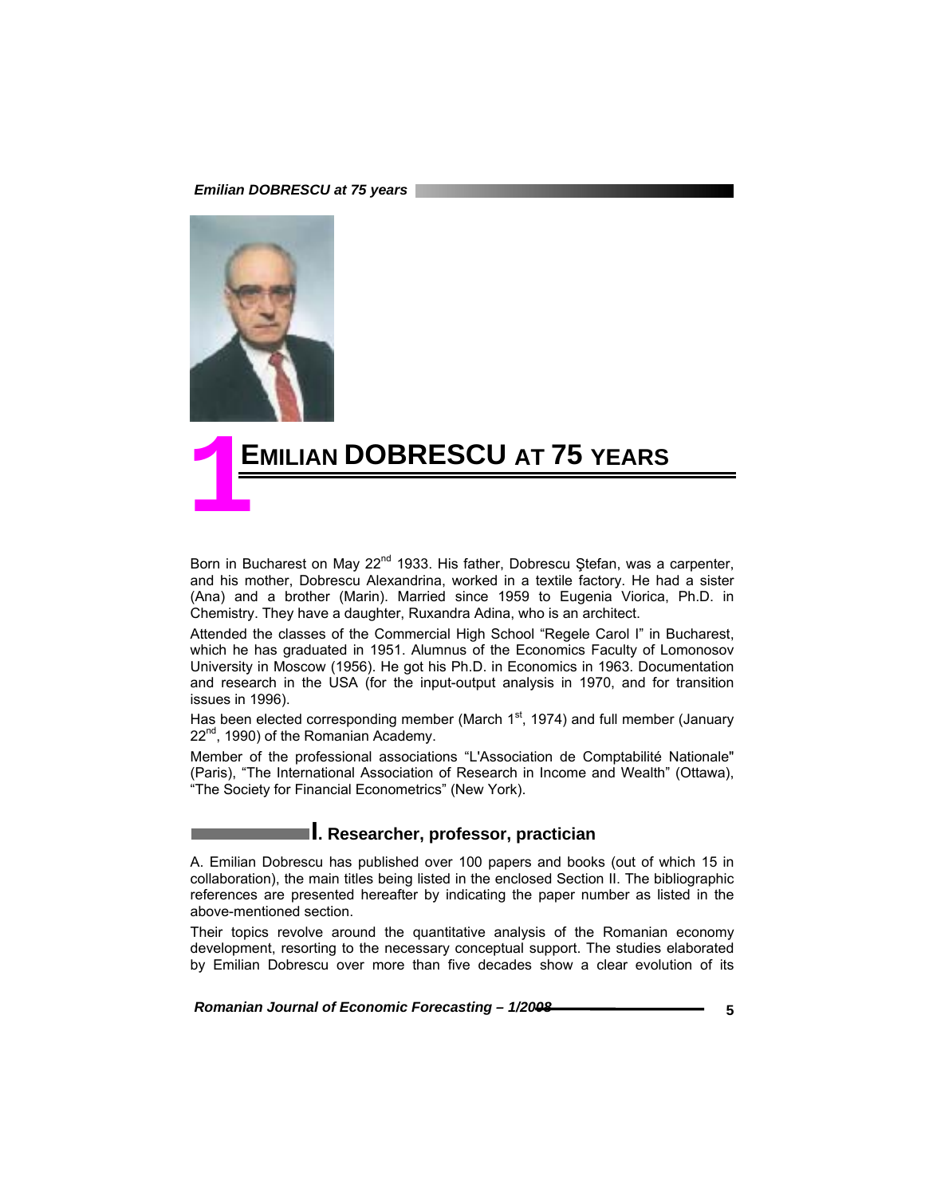# 1 EMILIAN DOBRESCU AT 75 YEARS

Born in Bucharest on May 22nd 1933. His father, Dobrescu Ştefan, was a carpenter, and his mother, Dobrescu Alexandrina, worked in a textile factory. He had a sister (Ana) and a brother (Marin). Married since 1959 to Eugenia Viorica, Ph.D. in Chemistry. They have a daughter, Ruxandra Adina, who is an architect.

Attended the classes of the Commercial High School "Regele Carol I" in Bucharest, which he has graduated in 1951. Alumnus of the Economics Faculty of Lomonosov University in Moscow (1956). He got his Ph.D. in Economics in 1963. Documentation and research in the USA (for the input-output analysis in 1970, and for transition issues in 1996).

Has been elected corresponding member (March 1st, 1974) and full member (January 22nd, 1990) of the Romanian Academy.

Member of the professional associations "L'Association de Comptabilité Nationale" (Paris), "The International Association of Research in Income and Wealth" (Ottawa), "The Society for Financial Econometrics" (New York).

## I. Researcher, professor, practician

A. Emilian Dobrescu has published over 100 papers and books (out of which 15 in collaboration), the main titles being listed in the enclosed Section II. The bibliographic references are presented hereafter by indicating the paper number as listed in the above-mentioned section.

Their topics revolve around the quantitative analysis of the Romanian economy development, resorting to the necessary conceptual support. The studies elaborated by Emilian Dobrescu over more than five decades show a clear evolution of its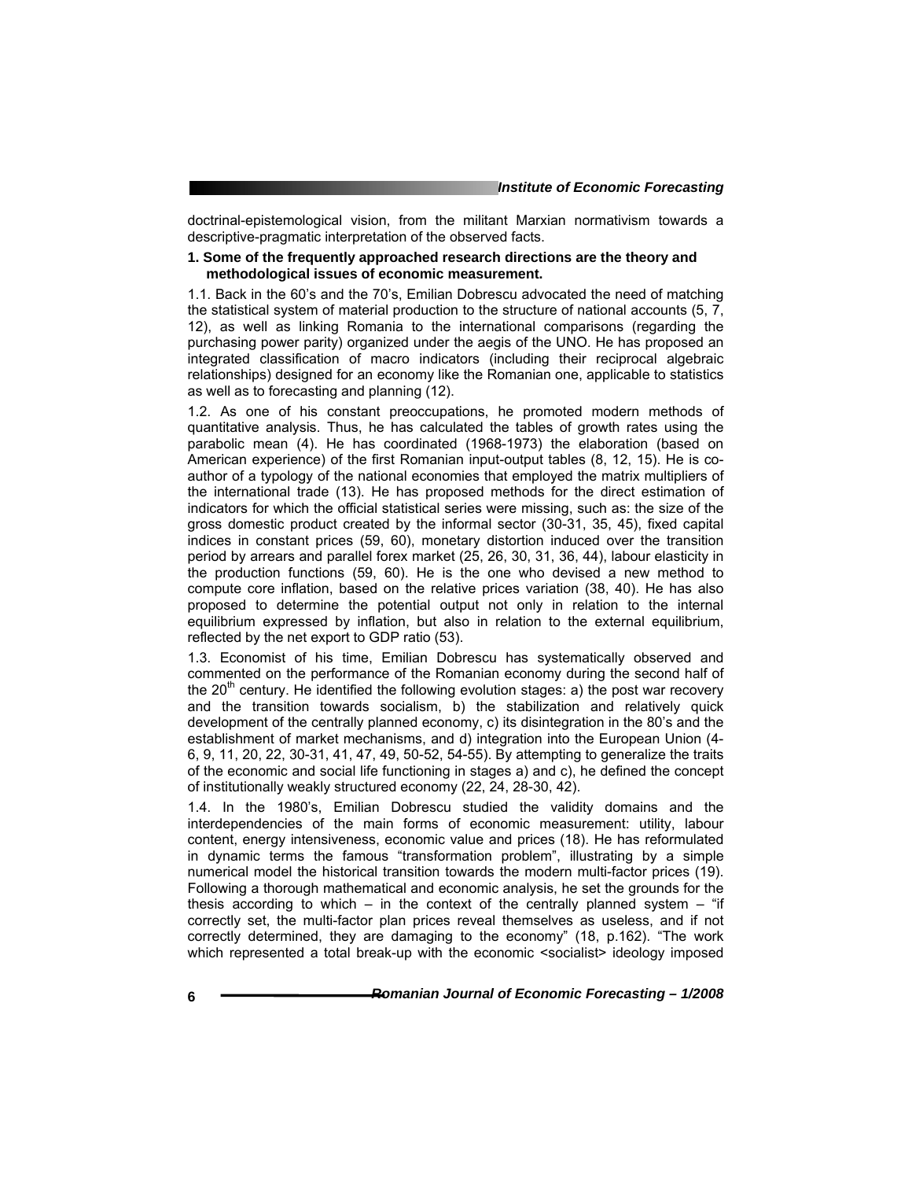doctrinal-epistemological vision, from the militant Marxian normativism towards a descriptive-pragmatic interpretation of the observed facts.

**1. Some of the frequently approached research directions are the theory and methodological issues of economic measurement.**

1.1. Back in the 60's and the 70's, Emilian Dobrescu advocated the need of matching the statistical system of material production to the structure of national accounts (5, 7, 12), as well as linking Romania to the international comparisons (regarding the purchasing power parity) organized under the aegis of the UNO. He has proposed an integrated classification of macro indicators (including their reciprocal algebraic relationships) designed for an economy like the Romanian one, applicable to statistics as well as to forecasting and planning (12).

1.2. As one of his constant preoccupations, he promoted modern methods of quantitative analysis. Thus, he has calculated the tables of growth rates using the parabolic mean (4). He has coordinated (1968-1973) the elaboration (based on American experience) of the first Romanian input-output tables (8, 12, 15). He is co-author of a typology of the national economies that employed the matrix multipliers of the international trade (13). He has proposed methods for the direct estimation of indicators for which the official statistical series were missing, such as: the size of the gross domestic product created by the informal sector (30-31, 35, 45), fixed capital indices in constant prices (59, 60), monetary distortion induced over the transition period by arrears and parallel forex market (25, 26, 30, 31, 36, 44), labour elasticity in the production functions (59, 60). He is the one who devised a new method to compute core inflation, based on the relative prices variation (38, 40). He has also proposed to determine the potential output not only in relation to the internal equilibrium expressed by inflation, but also in relation to the external equilibrium, reflected by the net export to GDP ratio (53).

1.3. Economist of his time, Emilian Dobrescu has systematically observed and commented on the performance of the Romanian economy during the second half of the 20th century. He identified the following evolution stages: a) the post war recovery and the transition towards socialism, b) the stabilization and relatively quick development of the centrally planned economy, c) its disintegration in the 80's and the establishment of market mechanisms, and d) integration into the European Union (4-6, 9, 11, 20, 22, 30-31, 41, 47, 49, 50-52, 54-55). By attempting to generalize the traits of the economic and social life functioning in stages a) and c), he defined the concept of institutionally weakly structured economy (22, 24, 28-30, 42).

1.4. In the 1980's, Emilian Dobrescu studied the validity domains and the interdependencies of the main forms of economic measurement: utility, labour content, energy intensiveness, economic value and prices (18). He has reformulated in dynamic terms the famous "transformation problem", illustrating by a simple numerical model the historical transition towards the modern multi-factor prices (19). Following a thorough mathematical and economic analysis, he set the grounds for the thesis according to which – in the context of the centrally planned system – "if correctly set, the multi-factor plan prices reveal themselves as useless, and if not correctly determined, they are damaging to the economy" (18, p.162). "The work which represented a total break-up with the economic <socialist> ideology imposed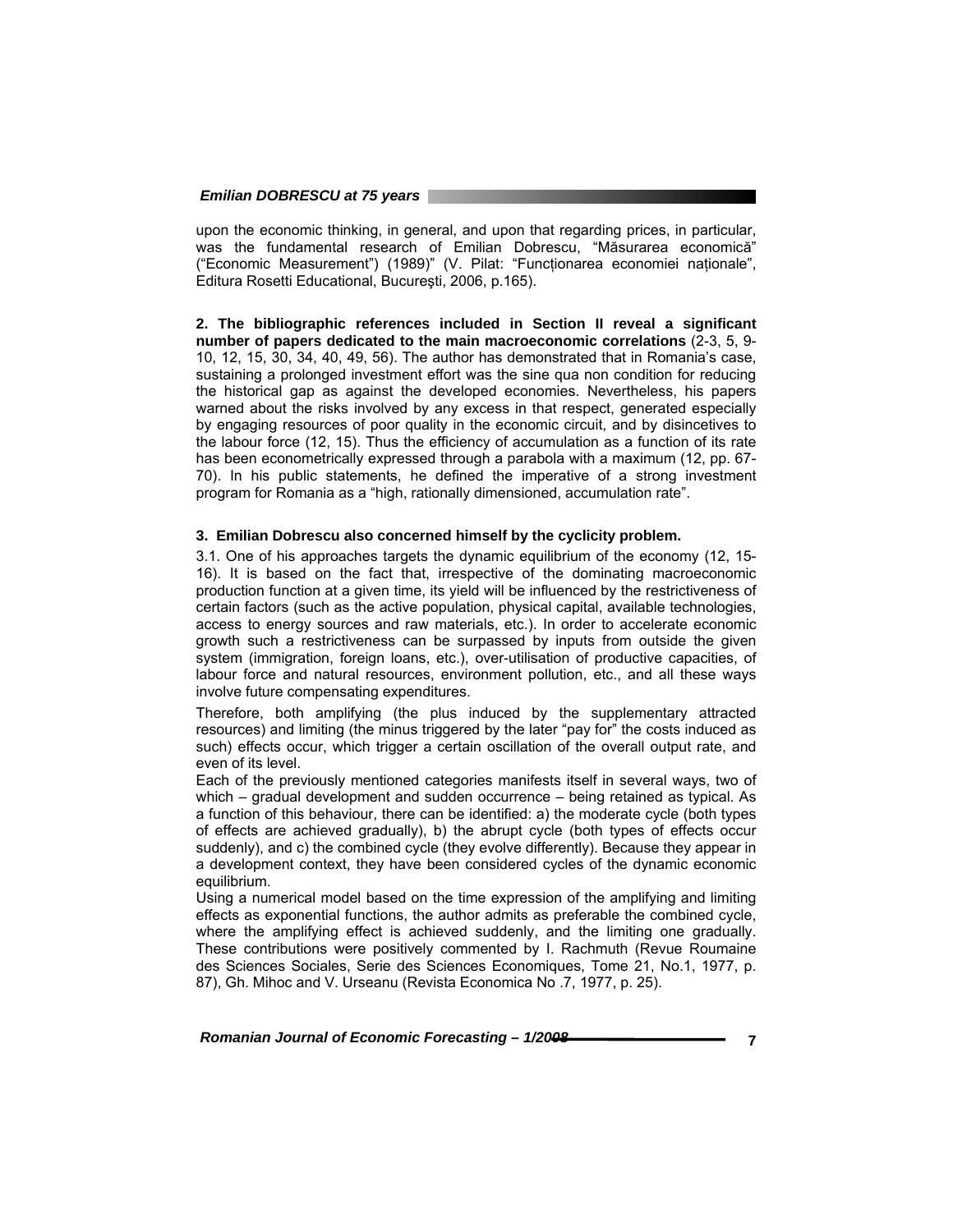upon the economic thinking, in general, and upon that regarding prices, in particular, was the fundamental research of Emilian Dobrescu, "Măsurarea economică" ("Economic Measurement") (1989)" (V. Pilat: "Funcționarea economiei naționale", Editura Rosetti Educational, Bucureşti, 2006, p.165).

**2. The bibliographic references included in Section II reveal a significant number of papers dedicated to the main macroeconomic correlations** (2-3, 5, 9-10, 12, 15, 30, 34, 40, 49, 56). The author has demonstrated that in Romania's case, sustaining a prolonged investment effort was the sine qua non condition for reducing the historical gap as against the developed economies. Nevertheless, his papers warned about the risks involved by any excess in that respect, generated especially by engaging resources of poor quality in the economic circuit, and by disincetives to the labour force (12, 15). Thus the efficiency of accumulation as a function of its rate has been econometrically expressed through a parabola with a maximum (12, pp. 67-70). In his public statements, he defined the imperative of a strong investment program for Romania as a "high, rationally dimensioned, accumulation rate".

**3. Emilian Dobrescu also concerned himself by the cyclicity problem.**

3.1. One of his approaches targets the dynamic equilibrium of the economy (12, 15-16). It is based on the fact that, irrespective of the dominating macroeconomic production function at a given time, its yield will be influenced by the restrictiveness of certain factors (such as the active population, physical capital, available technologies, access to energy sources and raw materials, etc.). In order to accelerate economic growth such a restrictiveness can be surpassed by inputs from outside the given system (immigration, foreign loans, etc.), over-utilisation of productive capacities, of labour force and natural resources, environment pollution, etc., and all these ways involve future compensating expenditures.

Therefore, both amplifying (the plus induced by the supplementary attracted resources) and limiting (the minus triggered by the later "pay for" the costs induced as such) effects occur, which trigger a certain oscillation of the overall output rate, and even of its level.

Each of the previously mentioned categories manifests itself in several ways, two of which – gradual development and sudden occurrence – being retained as typical. As a function of this behaviour, there can be identified: a) the moderate cycle (both types of effects are achieved gradually), b) the abrupt cycle (both types of effects occur suddenly), and c) the combined cycle (they evolve differently). Because they appear in a development context, they have been considered cycles of the dynamic economic equilibrium.

Using a numerical model based on the time expression of the amplifying and limiting effects as exponential functions, the author admits as preferable the combined cycle, where the amplifying effect is achieved suddenly, and the limiting one gradually. These contributions were positively commented by I. Rachmuth (Revue Roumaine des Sciences Sociales, Serie des Sciences Economiques, Tome 21, No.1, 1977, p. 87), Gh. Mihoc and V. Urseanu (Revista Economica No .7, 1977, p. 25).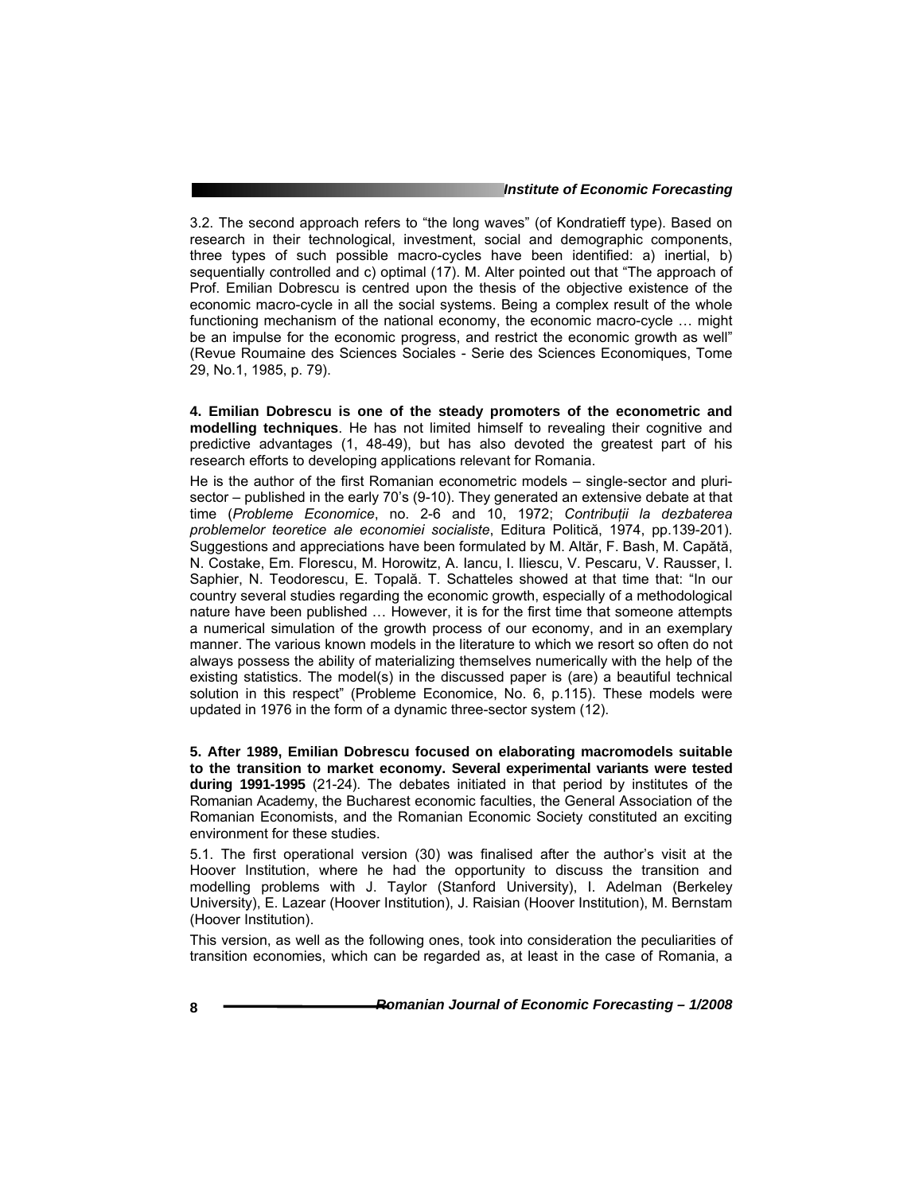3.2. The second approach refers to "the long waves" (of Kondratieff type). Based on research in their technological, investment, social and demographic components, three types of such possible macro-cycles have been identified: a) inertial, b) sequentially controlled and c) optimal (17). M. Alter pointed out that "The approach of Prof. Emilian Dobrescu is centred upon the thesis of the objective existence of the economic macro-cycle in all the social systems. Being a complex result of the whole functioning mechanism of the national economy, the economic macro-cycle … might be an impulse for the economic progress, and restrict the economic growth as well" (Revue Roumaine des Sciences Sociales - Serie des Sciences Economiques, Tome 29, No.1, 1985, p. 79).

**4. Emilian Dobrescu is one of the steady promoters of the econometric and modelling techniques**. He has not limited himself to revealing their cognitive and predictive advantages (1, 48-49), but has also devoted the greatest part of his research efforts to developing applications relevant for Romania.

He is the author of the first Romanian econometric models – single-sector and pluri-sector – published in the early 70's (9-10). They generated an extensive debate at that time (*Probleme Economice*, no. 2-6 and 10, 1972; *Contribuții la dezbaterea problemelor teoretice ale economiei socialiste*, Editura Politică, 1974, pp.139-201). Suggestions and appreciations have been formulated by M. Altăr, F. Bash, M. Capătă, N. Costake, Em. Florescu, M. Horowitz, A. Iancu, I. Iliescu, V. Pescaru, V. Rausser, I. Saphier, N. Teodorescu, E. Topală. T. Schatteles showed at that time that: "In our country several studies regarding the economic growth, especially of a methodological nature have been published … However, it is for the first time that someone attempts a numerical simulation of the growth process of our economy, and in an exemplary manner. The various known models in the literature to which we resort so often do not always possess the ability of materializing themselves numerically with the help of the existing statistics. The model(s) in the discussed paper is (are) a beautiful technical solution in this respect" (Probleme Economice, No. 6, p.115). These models were updated in 1976 in the form of a dynamic three-sector system (12).

**5. After 1989, Emilian Dobrescu focused on elaborating macromodels suitable to the transition to market economy. Several experimental variants were tested during 1991-1995** (21-24). The debates initiated in that period by institutes of the Romanian Academy, the Bucharest economic faculties, the General Association of the Romanian Economists, and the Romanian Economic Society constituted an exciting environment for these studies.

5.1. The first operational version (30) was finalised after the author's visit at the Hoover Institution, where he had the opportunity to discuss the transition and modelling problems with J. Taylor (Stanford University), I. Adelman (Berkeley University), E. Lazear (Hoover Institution), J. Raisian (Hoover Institution), M. Bernstam (Hoover Institution).

This version, as well as the following ones, took into consideration the peculiarities of transition economies, which can be regarded as, at least in the case of Romania, a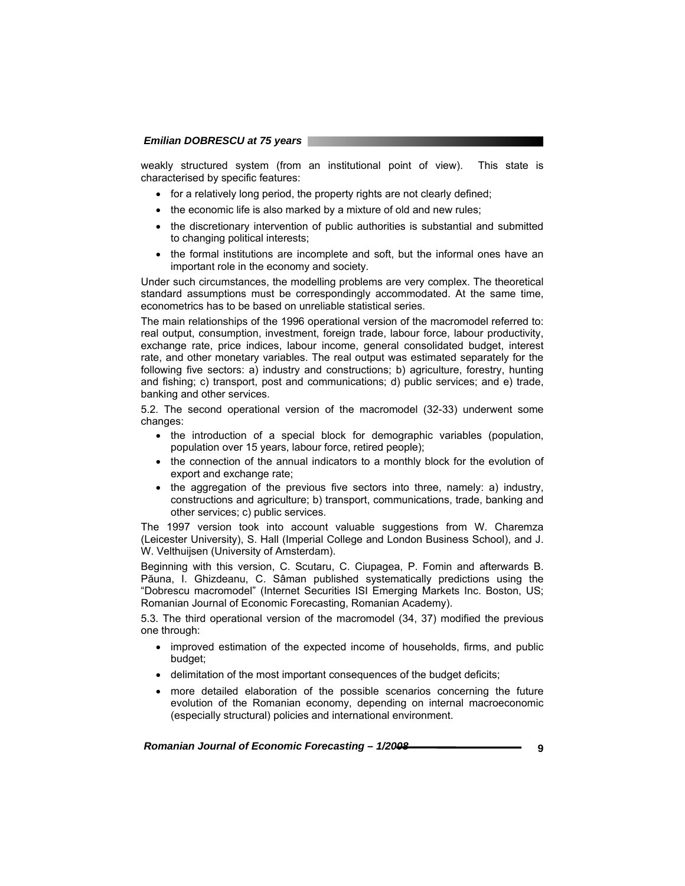weakly structured system (from an institutional point of view). This state is characterised by specific features:

- for a relatively long period, the property rights are not clearly defined;
- the economic life is also marked by a mixture of old and new rules;
- the discretionary intervention of public authorities is substantial and submitted to changing political interests;
- the formal institutions are incomplete and soft, but the informal ones have an important role in the economy and society.

Under such circumstances, the modelling problems are very complex. The theoretical standard assumptions must be correspondingly accommodated. At the same time, econometrics has to be based on unreliable statistical series.

The main relationships of the 1996 operational version of the macromodel referred to: real output, consumption, investment, foreign trade, labour force, labour productivity, exchange rate, price indices, labour income, general consolidated budget, interest rate, and other monetary variables. The real output was estimated separately for the following five sectors: a) industry and constructions; b) agriculture, forestry, hunting and fishing; c) transport, post and communications; d) public services; and e) trade, banking and other services.

5.2. The second operational version of the macromodel (32-33) underwent some changes:

- the introduction of a special block for demographic variables (population, population over 15 years, labour force, retired people);
- the connection of the annual indicators to a monthly block for the evolution of export and exchange rate;
- the aggregation of the previous five sectors into three, namely: a) industry, constructions and agriculture; b) transport, communications, trade, banking and other services; c) public services.

The 1997 version took into account valuable suggestions from W. Charemza (Leicester University), S. Hall (Imperial College and London Business School), and J. W. Velthuijsen (University of Amsterdam).

Beginning with this version, C. Scutaru, C. Ciupagea, P. Fomin and afterwards B. Păuna, I. Ghizdeanu, C. Sâman published systematically predictions using the "Dobrescu macromodel" (Internet Securities ISI Emerging Markets Inc. Boston, US; Romanian Journal of Economic Forecasting, Romanian Academy).

5.3. The third operational version of the macromodel (34, 37) modified the previous one through:

- improved estimation of the expected income of households, firms, and public budget;
- delimitation of the most important consequences of the budget deficits;
- more detailed elaboration of the possible scenarios concerning the future evolution of the Romanian economy, depending on internal macroeconomic (especially structural) policies and international environment.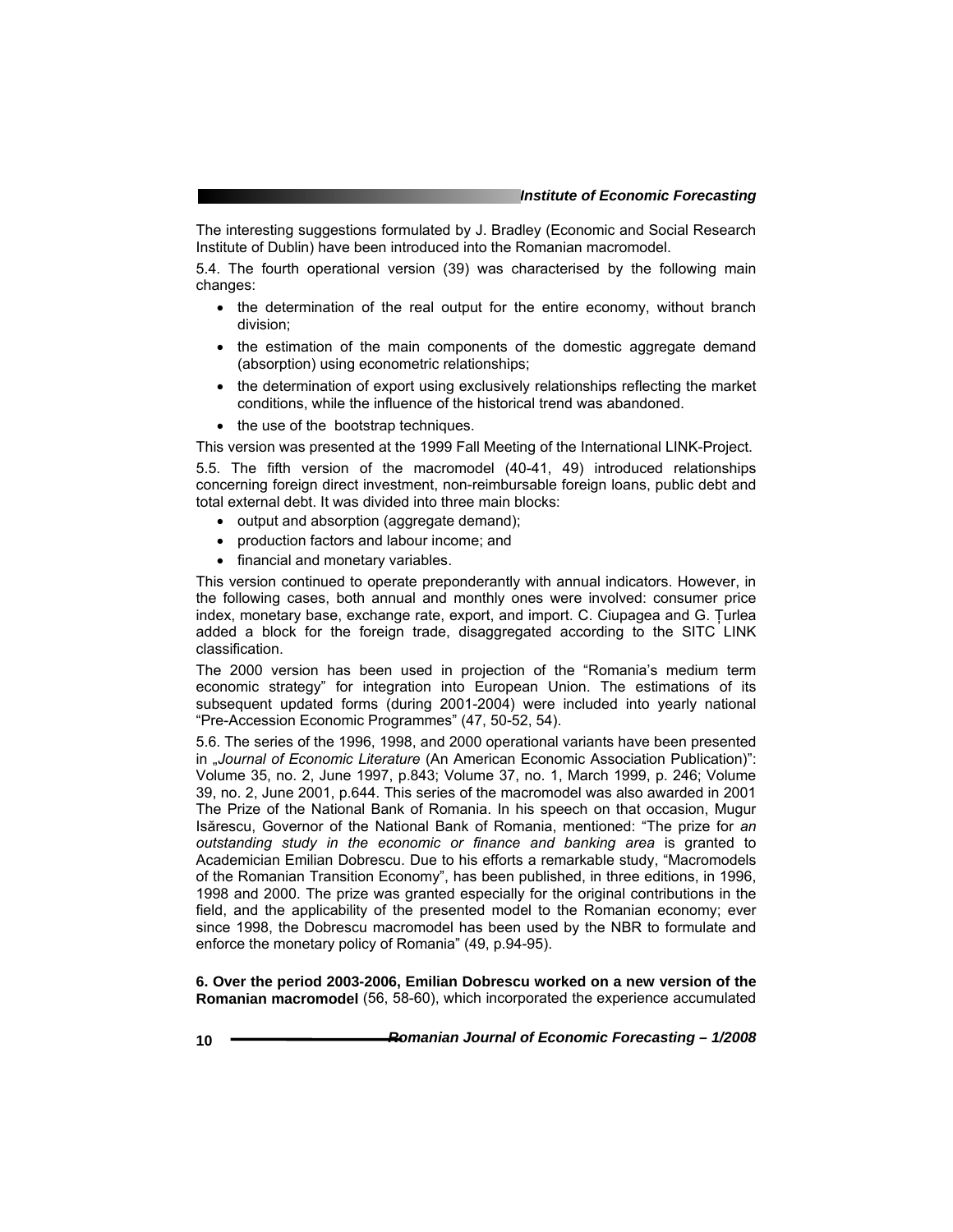The interesting suggestions formulated by J. Bradley (Economic and Social Research Institute of Dublin) have been introduced into the Romanian macromodel.

5.4. The fourth operational version (39) was characterised by the following main changes:

- the determination of the real output for the entire economy, without branch division;
- the estimation of the main components of the domestic aggregate demand (absorption) using econometric relationships;
- the determination of export using exclusively relationships reflecting the market conditions, while the influence of the historical trend was abandoned.
- the use of the bootstrap techniques.

This version was presented at the 1999 Fall Meeting of the International LINK-Project.

5.5. The fifth version of the macromodel (40-41, 49) introduced relationships concerning foreign direct investment, non-reimbursable foreign loans, public debt and total external debt. It was divided into three main blocks:

- output and absorption (aggregate demand);
- production factors and labour income; and
- financial and monetary variables.

This version continued to operate preponderantly with annual indicators. However, in the following cases, both annual and monthly ones were involved: consumer price index, monetary base, exchange rate, export, and import. C. Ciupagea and G. Ţurlea added a block for the foreign trade, disaggregated according to the SITC LINK classification.

The 2000 version has been used in projection of the "Romania's medium term economic strategy" for integration into European Union. The estimations of its subsequent updated forms (during 2001-2004) were included into yearly national "Pre-Accession Economic Programmes" (47, 50-52, 54).

5.6. The series of the 1996, 1998, and 2000 operational variants have been presented in „*Journal of Economic Literature* (An American Economic Association Publication)": Volume 35, no. 2, June 1997, p.843; Volume 37, no. 1, March 1999, p. 246; Volume 39, no. 2, June 2001, p.644. This series of the macromodel was also awarded in 2001 The Prize of the National Bank of Romania. In his speech on that occasion, Mugur Isărescu, Governor of the National Bank of Romania, mentioned: "The prize for *an outstanding study in the economic or finance and banking area* is granted to Academician Emilian Dobrescu. Due to his efforts a remarkable study, "Macromodels of the Romanian Transition Economy", has been published, in three editions, in 1996, 1998 and 2000. The prize was granted especially for the original contributions in the field, and the applicability of the presented model to the Romanian economy; ever since 1998, the Dobrescu macromodel has been used by the NBR to formulate and enforce the monetary policy of Romania" (49, p.94-95).

**6. Over the period 2003-2006, Emilian Dobrescu worked on a new version of the Romanian macromodel** (56, 58-60), which incorporated the experience accumulated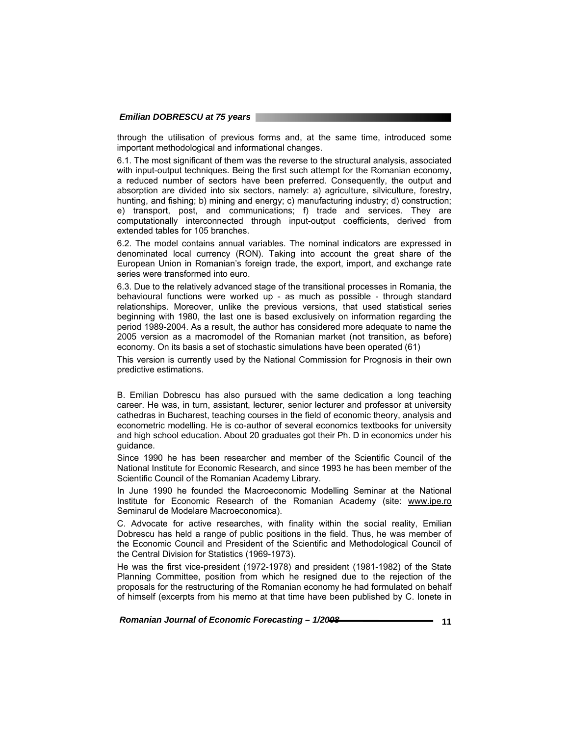through the utilisation of previous forms and, at the same time, introduced some important methodological and informational changes.

6.1. The most significant of them was the reverse to the structural analysis, associated with input-output techniques. Being the first such attempt for the Romanian economy, a reduced number of sectors have been preferred. Consequently, the output and absorption are divided into six sectors, namely: a) agriculture, silviculture, forestry, hunting, and fishing; b) mining and energy; c) manufacturing industry; d) construction; e) transport, post, and communications; f) trade and services. They are computationally interconnected through input-output coefficients, derived from extended tables for 105 branches.

6.2. The model contains annual variables. The nominal indicators are expressed in denominated local currency (RON). Taking into account the great share of the European Union in Romanian's foreign trade, the export, import, and exchange rate series were transformed into euro.

6.3. Due to the relatively advanced stage of the transitional processes in Romania, the behavioural functions were worked up - as much as possible - through standard relationships. Moreover, unlike the previous versions, that used statistical series beginning with 1980, the last one is based exclusively on information regarding the period 1989-2004. As a result, the author has considered more adequate to name the 2005 version as a macromodel of the Romanian market (not transition, as before) economy. On its basis a set of stochastic simulations have been operated (61)

This version is currently used by the National Commission for Prognosis in their own predictive estimations.

B. Emilian Dobrescu has also pursued with the same dedication a long teaching career. He was, in turn, assistant, lecturer, senior lecturer and professor at university cathedras in Bucharest, teaching courses in the field of economic theory, analysis and econometric modelling. He is co-author of several economics textbooks for university and high school education. About 20 graduates got their Ph. D in economics under his guidance.

Since 1990 he has been researcher and member of the Scientific Council of the National Institute for Economic Research, and since 1993 he has been member of the Scientific Council of the Romanian Academy Library.

In June 1990 he founded the Macroeconomic Modelling Seminar at the National Institute for Economic Research of the Romanian Academy (site: www.ipe.ro Seminarul de Modelare Macroeconomica).

C. Advocate for active researches, with finality within the social reality, Emilian Dobrescu has held a range of public positions in the field. Thus, he was member of the Economic Council and President of the Scientific and Methodological Council of the Central Division for Statistics (1969-1973).

He was the first vice-president (1972-1978) and president (1981-1982) of the State Planning Committee, position from which he resigned due to the rejection of the proposals for the restructuring of the Romanian economy he had formulated on behalf of himself (excerpts from his memo at that time have been published by C. Ionete in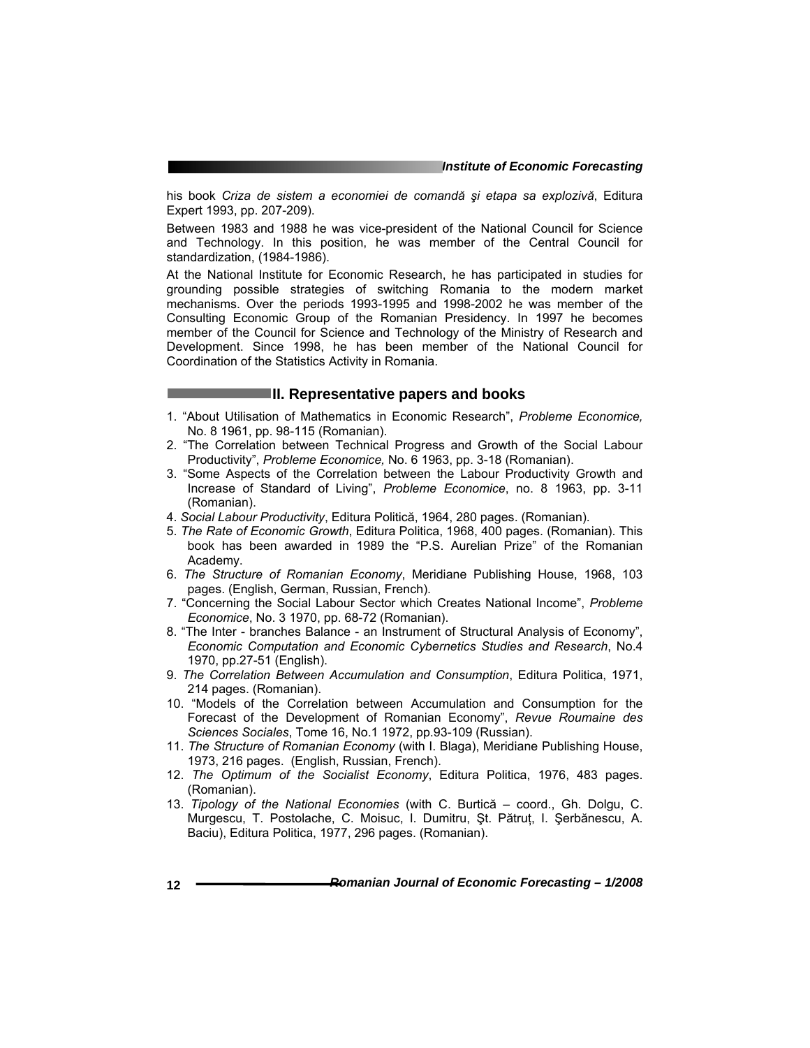his book *Criza de sistem a economiei de comandă şi etapa sa explozivă*, Editura Expert 1993, pp. 207-209).

Between 1983 and 1988 he was vice-president of the National Council for Science and Technology. In this position, he was member of the Central Council for standardization, (1984-1986).

At the National Institute for Economic Research, he has participated in studies for grounding possible strategies of switching Romania to the modern market mechanisms. Over the periods 1993-1995 and 1998-2002 he was member of the Consulting Economic Group of the Romanian Presidency. In 1997 he becomes member of the Council for Science and Technology of the Ministry of Research and Development. Since 1998, he has been member of the National Council for Coordination of the Statistics Activity in Romania.

## II. Representative papers and books

1. "About Utilisation of Mathematics in Economic Research", *Probleme Economice,* No. 8 1961, pp. 98-115 (Romanian).
2. "The Correlation between Technical Progress and Growth of the Social Labour Productivity", *Probleme Economice,* No. 6 1963, pp. 3-18 (Romanian).
3. "Some Aspects of the Correlation between the Labour Productivity Growth and Increase of Standard of Living", *Probleme Economice*, no. 8 1963, pp. 3-11 (Romanian).
4. *Social Labour Productivity*, Editura Politică, 1964, 280 pages. (Romanian).
5. *The Rate of Economic Growth*, Editura Politica, 1968, 400 pages. (Romanian). This book has been awarded in 1989 the "P.S. Aurelian Prize" of the Romanian Academy.
6. *The Structure of Romanian Economy*, Meridiane Publishing House, 1968, 103 pages. (English, German, Russian, French).
7. "Concerning the Social Labour Sector which Creates National Income", *Probleme Economice*, No. 3 1970, pp. 68-72 (Romanian).
8. "The Inter - branches Balance - an Instrument of Structural Analysis of Economy", *Economic Computation and Economic Cybernetics Studies and Research*, No.4 1970, pp.27-51 (English).
9. *The Correlation Between Accumulation and Consumption*, Editura Politica, 1971, 214 pages. (Romanian).
10. "Models of the Correlation between Accumulation and Consumption for the Forecast of the Development of Romanian Economy", *Revue Roumaine des Sciences Sociales*, Tome 16, No.1 1972, pp.93-109 (Russian).
11. *The Structure of Romanian Economy* (with I. Blaga), Meridiane Publishing House, 1973, 216 pages. (English, Russian, French).
12. *The Optimum of the Socialist Economy*, Editura Politica, 1976, 483 pages. (Romanian).
13. *Tipology of the National Economies* (with C. Burtică – coord., Gh. Dolgu, C. Murgescu, T. Postolache, C. Moisuc, I. Dumitru, Şt. Pătruţ, I. Şerbănescu, A. Baciu), Editura Politica, 1977, 296 pages. (Romanian).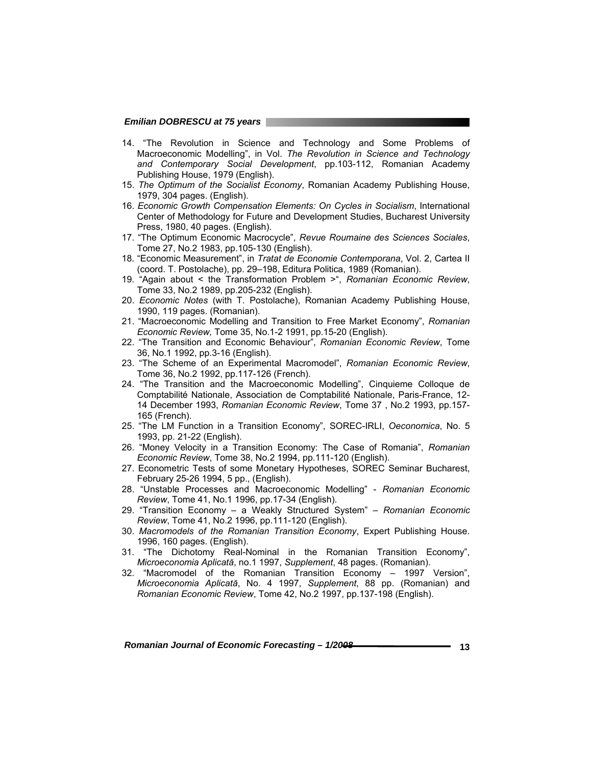14. “The Revolution in Science and Technology and Some Problems of Macroeconomic Modelling”, in Vol. *The Revolution in Science and Technology and Contemporary Social Development*, pp.103-112, Romanian Academy Publishing House, 1979 (English).
15. *The Optimum of the Socialist Economy*, Romanian Academy Publishing House, 1979, 304 pages. (English).
16. *Economic Growth Compensation Elements: On Cycles in Socialism*, International Center of Methodology for Future and Development Studies, Bucharest University Press, 1980, 40 pages. (English).
17. “The Optimum Economic Macrocycle”, *Revue Roumaine des Sciences Sociales*, Tome 27, No.2 1983, pp.105-130 (English).
18. “Economic Measurement”, in *Tratat de Economie Contemporana*, Vol. 2, Cartea II (coord. T. Postolache), pp. 29–198, Editura Politica, 1989 (Romanian).
19. “Again about < the Transformation Problem >“, *Romanian Economic Review*, Tome 33, No.2 1989, pp.205-232 (English).
20. *Economic Notes* (with T. Postolache), Romanian Academy Publishing House, 1990, 119 pages. (Romanian).
21. “Macroeconomic Modelling and Transition to Free Market Economy”, *Romanian Economic Review,* Tome 35, No.1-2 1991, pp.15-20 (English).
22. “The Transition and Economic Behaviour”, *Romanian Economic Review*, Tome 36, No.1 1992, pp.3-16 (English).
23. “The Scheme of an Experimental Macromodel”, *Romanian Economic Review*, Tome 36, No.2 1992, pp.117-126 (French).
24. “The Transition and the Macroeconomic Modelling”, Cinquieme Colloque de Comptabilité Nationale, Association de Comptabilité Nationale, Paris-France, 12-14 December 1993, *Romanian Economic Review*, Tome 37 , No.2 1993, pp.157-165 (French).
25. “The LM Function in a Transition Economy”, SOREC-IRLI, *Oeconomica*, No. 5 1993, pp. 21-22 (English).
26. “Money Velocity in a Transition Economy: The Case of Romania”, *Romanian Economic Review*, Tome 38, No.2 1994, pp.111-120 (English).
27. Econometric Tests of some Monetary Hypotheses, SOREC Seminar Bucharest, February 25-26 1994, 5 pp., (English).
28. “Unstable Processes and Macroeconomic Modelling” - *Romanian Economic Review*, Tome 41, No.1 1996, pp.17-34 (English).
29. “Transition Economy – a Weakly Structured System” – *Romanian Economic Review*, Tome 41, No.2 1996, pp.111-120 (English).
30. *Macromodels of the Romanian Transition Economy*, Expert Publishing House. 1996, 160 pages. (English).
31. “The Dichotomy Real-Nominal in the Romanian Transition Economy”, *Microeconomia Aplicată*, no.1 1997, *Supplement*, 48 pages. (Romanian).
32. “Macromodel of the Romanian Transition Economy – 1997 Version”, *Microeconomia Aplicată*, No. 4 1997, *Supplement*, 88 pp. (Romanian) and *Romanian Economic Review*, Tome 42, No.2 1997, pp.137-198 (English).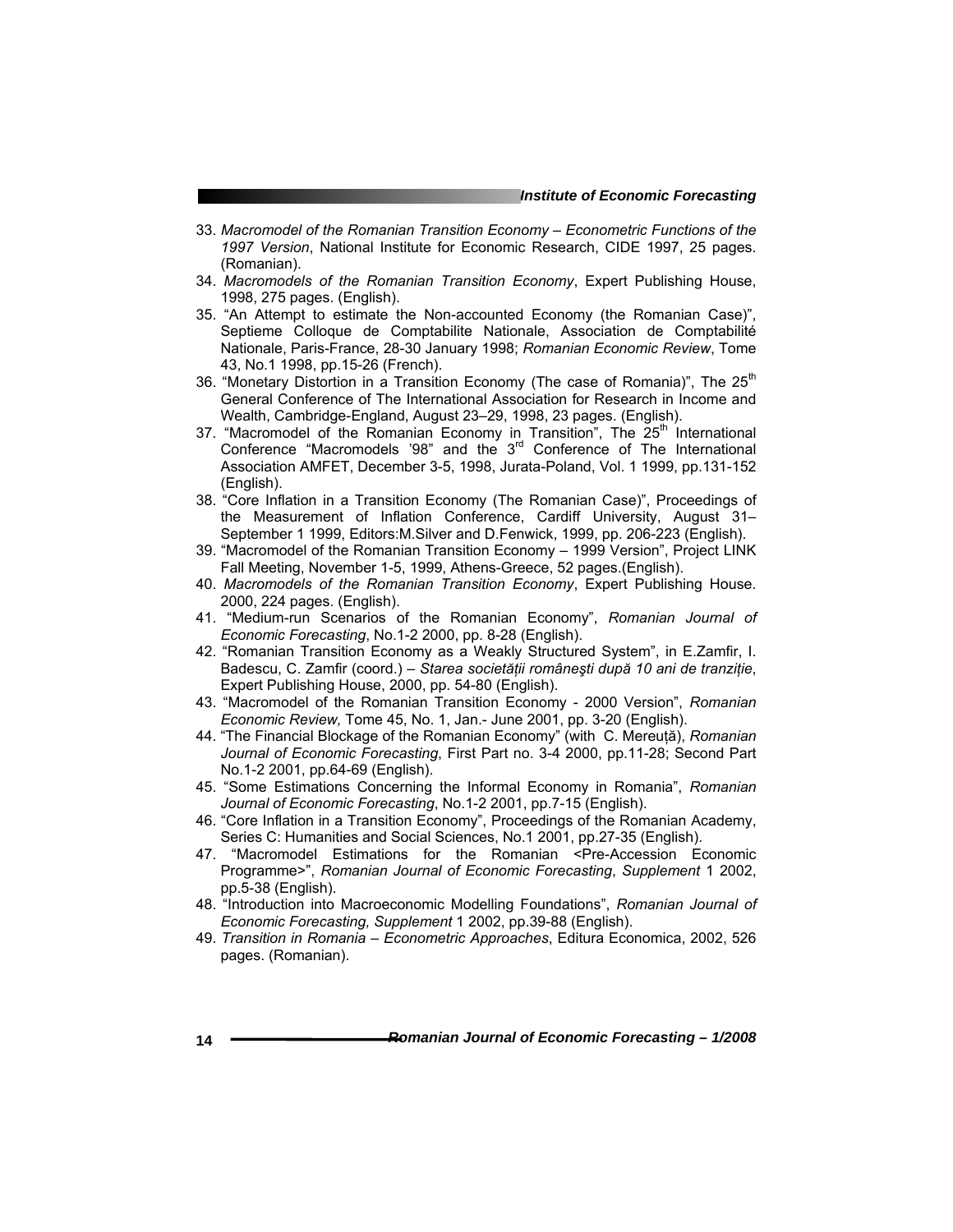33. *Macromodel of the Romanian Transition Economy – Econometric Functions of the 1997 Version*, National Institute for Economic Research, CIDE 1997, 25 pages. (Romanian).
34. *Macromodels of the Romanian Transition Economy*, Expert Publishing House, 1998, 275 pages. (English).
35. "An Attempt to estimate the Non-accounted Economy (the Romanian Case)", Septieme Colloque de Comptabilite Nationale, Association de Comptabilité Nationale, Paris-France, 28-30 January 1998; *Romanian Economic Review*, Tome 43, No.1 1998, pp.15-26 (French).
36. "Monetary Distortion in a Transition Economy (The case of Romania)", The 25th General Conference of The International Association for Research in Income and Wealth, Cambridge-England, August 23–29, 1998, 23 pages. (English).
37. "Macromodel of the Romanian Economy in Transition", The 25th International Conference "Macromodels '98" and the 3rd Conference of The International Association AMFET, December 3-5, 1998, Jurata-Poland, Vol. 1 1999, pp.131-152 (English).
38. "Core Inflation in a Transition Economy (The Romanian Case)", Proceedings of the Measurement of Inflation Conference, Cardiff University, August 31–September 1 1999, Editors:M.Silver and D.Fenwick, 1999, pp. 206-223 (English).
39. "Macromodel of the Romanian Transition Economy – 1999 Version", Project LINK Fall Meeting, November 1-5, 1999, Athens-Greece, 52 pages.(English).
40. *Macromodels of the Romanian Transition Economy*, Expert Publishing House. 2000, 224 pages. (English).
41. "Medium-run Scenarios of the Romanian Economy", *Romanian Journal of Economic Forecasting*, No.1-2 2000, pp. 8-28 (English).
42. "Romanian Transition Economy as a Weakly Structured System", in E.Zamfir, I. Badescu, C. Zamfir (coord.) – *Starea societății româneşti după 10 ani de tranziție*, Expert Publishing House, 2000, pp. 54-80 (English).
43. "Macromodel of the Romanian Transition Economy - 2000 Version", *Romanian Economic Review,* Tome 45, No. 1, Jan.- June 2001, pp. 3-20 (English).
44. "The Financial Blockage of the Romanian Economy" (with C. Mereuță), *Romanian Journal of Economic Forecasting*, First Part no. 3-4 2000, pp.11-28; Second Part No.1-2 2001, pp.64-69 (English).
45. "Some Estimations Concerning the Informal Economy in Romania", *Romanian Journal of Economic Forecasting*, No.1-2 2001, pp.7-15 (English).
46. "Core Inflation in a Transition Economy", Proceedings of the Romanian Academy, Series C: Humanities and Social Sciences, No.1 2001, pp.27-35 (English).
47. "Macromodel Estimations for the Romanian <Pre-Accession Economic Programme>", *Romanian Journal of Economic Forecasting*, *Supplement* 1 2002, pp.5-38 (English).
48. "Introduction into Macroeconomic Modelling Foundations", *Romanian Journal of Economic Forecasting, Supplement* 1 2002, pp.39-88 (English).
49. *Transition in Romania – Econometric Approaches*, Editura Economica, 2002, 526 pages. (Romanian).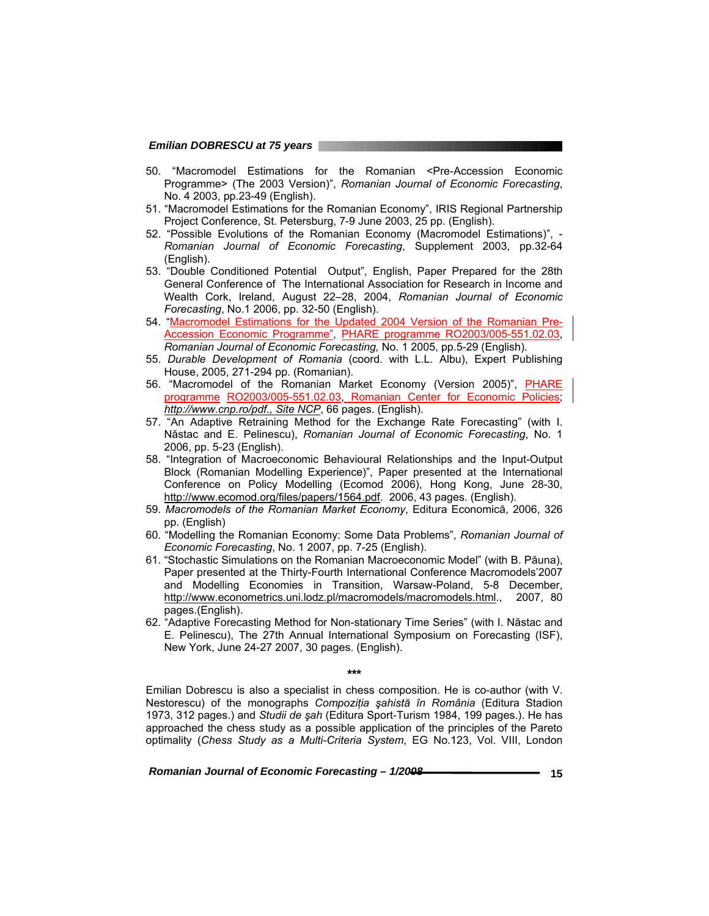50. "Macromodel Estimations for the Romanian <Pre-Accession Economic Programme> (The 2003 Version)", *Romanian Journal of Economic Forecasting*, No. 4 2003, pp.23-49 (English).
51. "Macromodel Estimations for the Romanian Economy", IRIS Regional Partnership Project Conference, St. Petersburg, 7-9 June 2003, 25 pp. (English).
52. "Possible Evolutions of the Romanian Economy (Macromodel Estimations)", - *Romanian Journal of Economic Forecasting*, Supplement 2003, pp.32-64 (English).
53. "Double Conditioned Potential Output", English, Paper Prepared for the 28th General Conference of The International Association for Research in Income and Wealth Cork, Ireland, August 22–28, 2004, *Romanian Journal of Economic Forecasting*, No.1 2006, pp. 32-50 (English).
54. "Macromodel Estimations for the Updated 2004 Version of the Romanian Pre-Accession Economic Programme", PHARE programme RO2003/005-551.02.03, *Romanian Journal of Economic Forecasting,* No. 1 2005, pp.5-29 (English).
55. *Durable Development of Romania* (coord. with L.L. Albu), Expert Publishing House, 2005, 271-294 pp. (Romanian).
56. "Macromodel of the Romanian Market Economy (Version 2005)", PHARE programme RO2003/005-551.02.03, Romanian Center for Economic Policies; *http://www.cnp.ro/pdf., Site NCP*, 66 pages. (English).
57. "An Adaptive Retraining Method for the Exchange Rate Forecasting" (with I. Năstac and E. Pelinescu), *Romanian Journal of Economic Forecasting*, No. 1 2006, pp. 5-23 (English).
58. "Integration of Macroeconomic Behavioural Relationships and the Input-Output Block (Romanian Modelling Experience)", Paper presented at the International Conference on Policy Modelling (Ecomod 2006), Hong Kong, June 28-30, http://www.ecomod.org/files/papers/1564.pdf. 2006, 43 pages. (English).
59. *Macromodels of the Romanian Market Economy*, Editura Economică, 2006, 326 pp. (English)
60. "Modelling the Romanian Economy: Some Data Problems", *Romanian Journal of Economic Forecasting*, No. 1 2007, pp. 7-25 (English).
61. "Stochastic Simulations on the Romanian Macroeconomic Model" (with B. Păuna), Paper presented at the Thirty-Fourth International Conference Macromodels'2007 and Modelling Economies in Transition, Warsaw-Poland, 5-8 December, http://www.econometrics.uni.lodz.pl/macromodels/macromodels.html., 2007, 80 pages.(English).
62. "Adaptive Forecasting Method for Non-stationary Time Series" (with I. Năstac and E. Pelinescu), The 27th Annual International Symposium on Forecasting (ISF), New York, June 24-27 2007, 30 pages. (English).

***

Emilian Dobrescu is also a specialist in chess composition. He is co-author (with V. Nestorescu) of the monographs *Compoziţia şahistă în România* (Editura Stadion 1973, 312 pages.) and *Studii de şah* (Editura Sport-Turism 1984, 199 pages.). He has approached the chess study as a possible application of the principles of the Pareto optimality (*Chess Study as a Multi-Criteria System*, EG No.123, Vol. VIII, London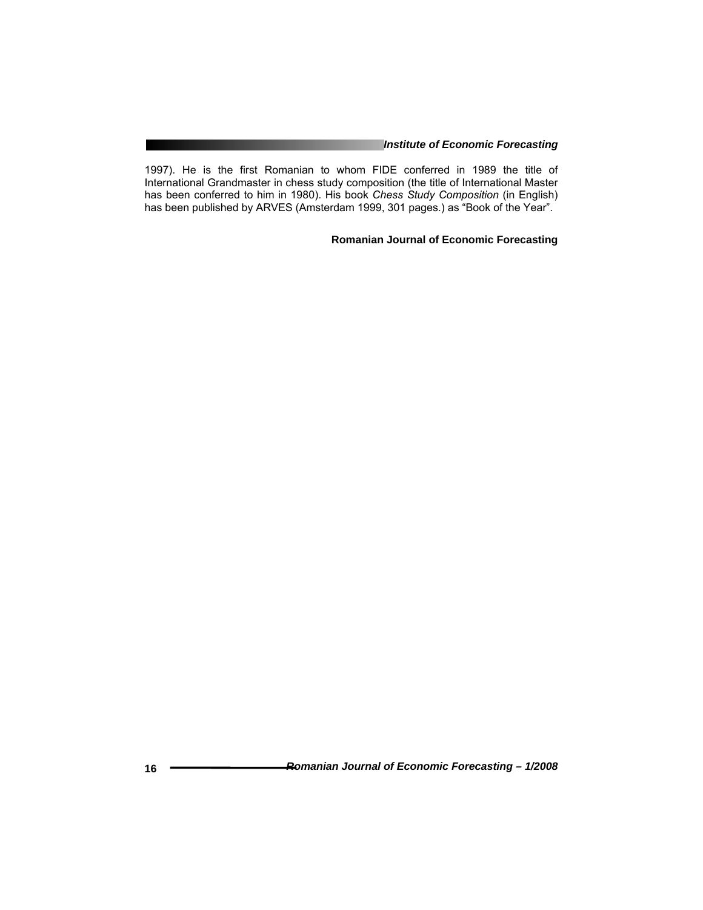1997). He is the first Romanian to whom FIDE conferred in 1989 the title of International Grandmaster in chess study composition (the title of International Master has been conferred to him in 1980). His book *Chess Study Composition* (in English) has been published by ARVES (Amsterdam 1999, 301 pages.) as "Book of the Year".

**Romanian Journal of Economic Forecasting**